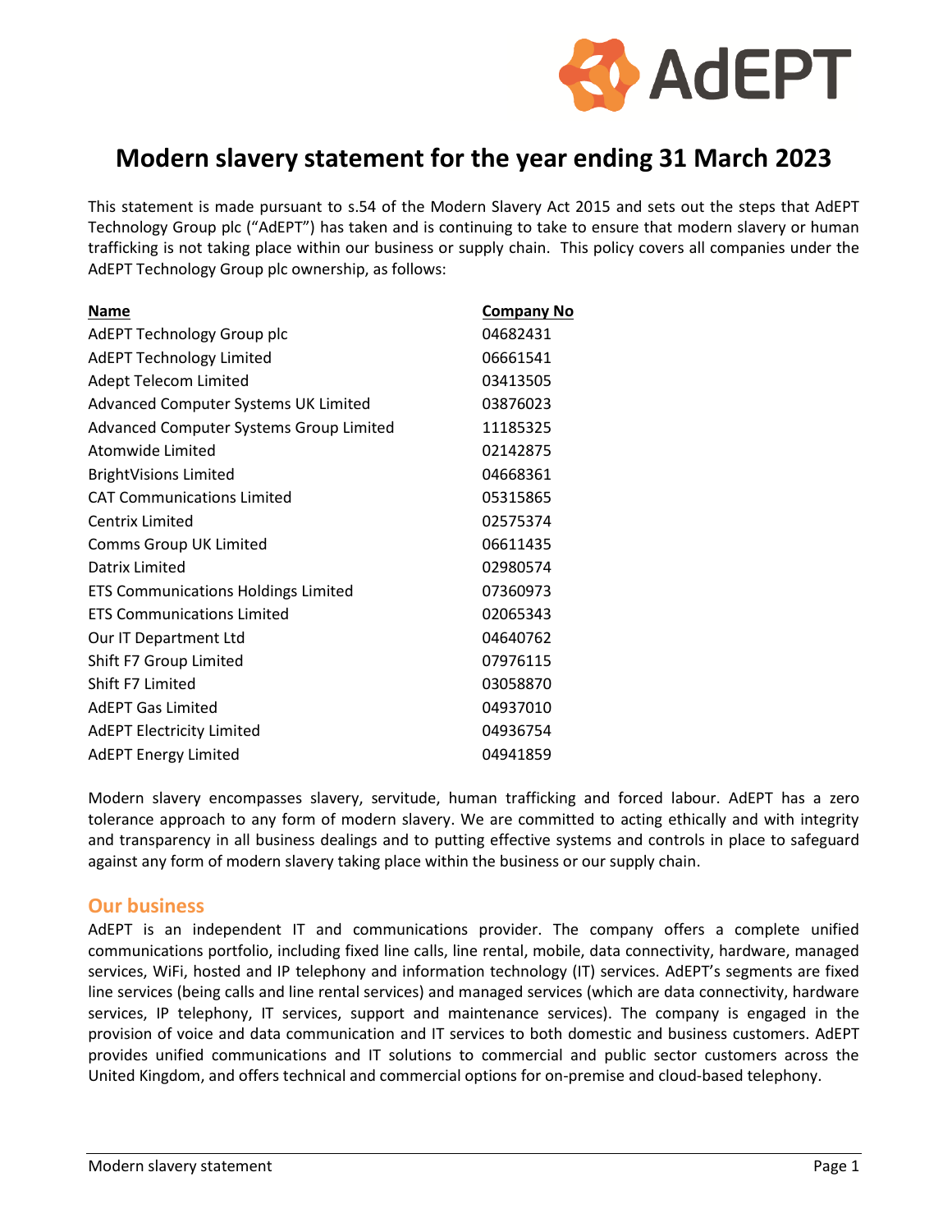# Modern slavery statement for the year ending 31 March 2023

This statement is made pursuant to s.54 of the Modern Slavery Act 2015 and sets out the steps that AdEPT Technology Group plc ("AdEPT") has taken and is continuing to take to ensure that modern slavery or human trafficking is not taking place within our business or supply chain. This policy covers all companies under the AdEPT Technology Group plc ownership, as follows:

| Name | Company No |
|---|---|
| AdEPT Technology Group plc | 04682431 |
| AdEPT Technology Limited | 06661541 |
| Adept Telecom Limited | 03413505 |
| Advanced Computer Systems UK Limited | 03876023 |
| Advanced Computer Systems Group Limited | 11185325 |
| Atomwide Limited | 02142875 |
| BrightVisions Limited | 04668361 |
| CAT Communications Limited | 05315865 |
| Centrix Limited | 02575374 |
| Comms Group UK Limited | 06611435 |
| Datrix Limited | 02980574 |
| ETS Communications Holdings Limited | 07360973 |
| ETS Communications Limited | 02065343 |
| Our IT Department Ltd | 04640762 |
| Shift F7 Group Limited | 07976115 |
| Shift F7 Limited | 03058870 |
| AdEPT Gas Limited | 04937010 |
| AdEPT Electricity Limited | 04936754 |
| AdEPT Energy Limited | 04941859 |

Modern slavery encompasses slavery, servitude, human trafficking and forced labour. AdEPT has a zero tolerance approach to any form of modern slavery. We are committed to acting ethically and with integrity and transparency in all business dealings and to putting effective systems and controls in place to safeguard against any form of modern slavery taking place within the business or our supply chain.

## Our business

AdEPT is an independent IT and communications provider. The company offers a complete unified communications portfolio, including fixed line calls, line rental, mobile, data connectivity, hardware, managed services, WiFi, hosted and IP telephony and information technology (IT) services. AdEPT's segments are fixed line services (being calls and line rental services) and managed services (which are data connectivity, hardware services, IP telephony, IT services, support and maintenance services). The company is engaged in the provision of voice and data communication and IT services to both domestic and business customers. AdEPT provides unified communications and IT solutions to commercial and public sector customers across the United Kingdom, and offers technical and commercial options for on-premise and cloud-based telephony.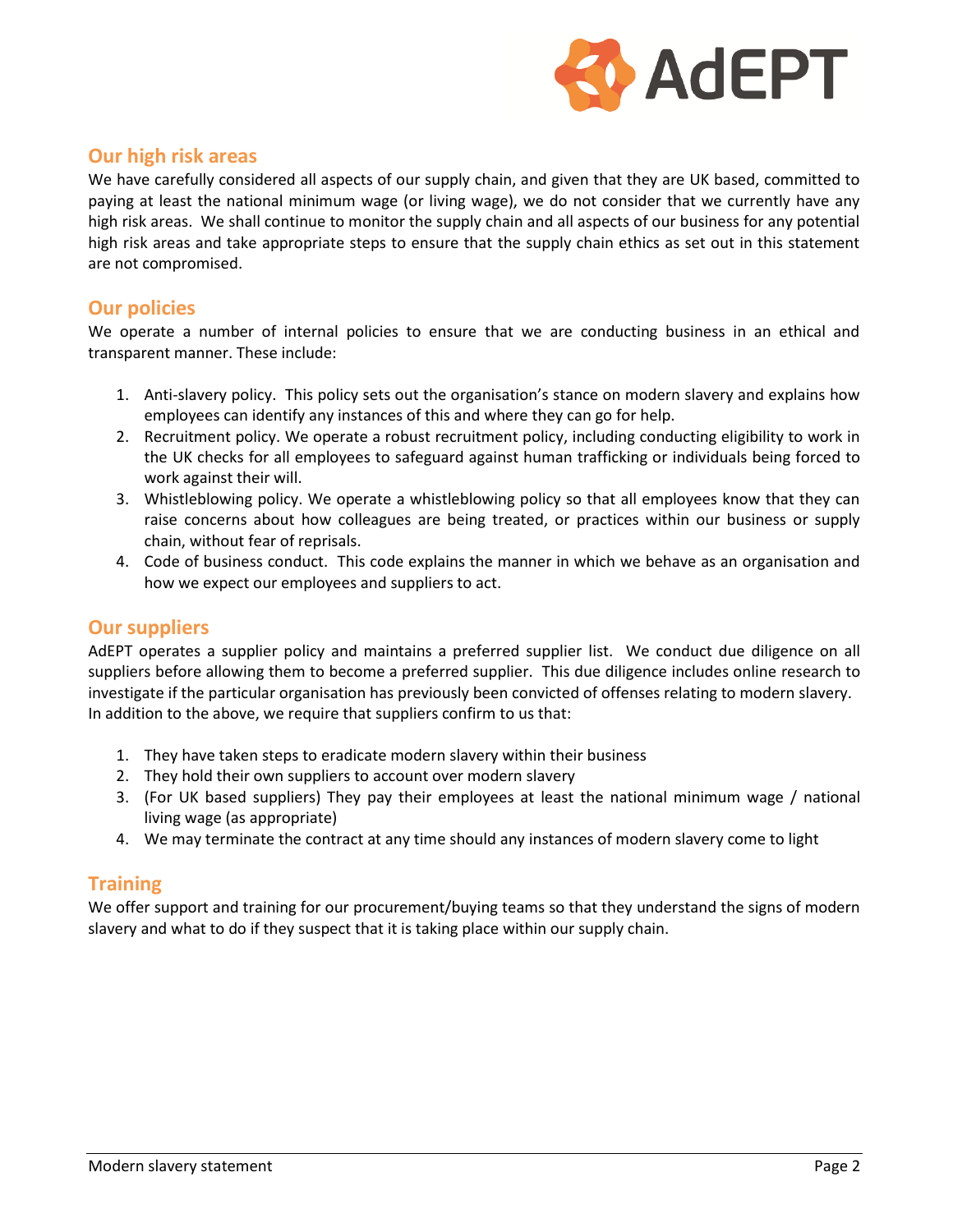## Our high risk areas

We have carefully considered all aspects of our supply chain, and given that they are UK based, committed to paying at least the national minimum wage (or living wage), we do not consider that we currently have any high risk areas. We shall continue to monitor the supply chain and all aspects of our business for any potential high risk areas and take appropriate steps to ensure that the supply chain ethics as set out in this statement are not compromised.

## Our policies

We operate a number of internal policies to ensure that we are conducting business in an ethical and transparent manner. These include:

1. Anti-slavery policy. This policy sets out the organisation's stance on modern slavery and explains how employees can identify any instances of this and where they can go for help.
2. Recruitment policy. We operate a robust recruitment policy, including conducting eligibility to work in the UK checks for all employees to safeguard against human trafficking or individuals being forced to work against their will.
3. Whistleblowing policy. We operate a whistleblowing policy so that all employees know that they can raise concerns about how colleagues are being treated, or practices within our business or supply chain, without fear of reprisals.
4. Code of business conduct. This code explains the manner in which we behave as an organisation and how we expect our employees and suppliers to act.

## Our suppliers

AdEPT operates a supplier policy and maintains a preferred supplier list. We conduct due diligence on all suppliers before allowing them to become a preferred supplier. This due diligence includes online research to investigate if the particular organisation has previously been convicted of offenses relating to modern slavery. In addition to the above, we require that suppliers confirm to us that:

1. They have taken steps to eradicate modern slavery within their business
2. They hold their own suppliers to account over modern slavery
3. (For UK based suppliers) They pay their employees at least the national minimum wage / national living wage (as appropriate)
4. We may terminate the contract at any time should any instances of modern slavery come to light

## Training

We offer support and training for our procurement/buying teams so that they understand the signs of modern slavery and what to do if they suspect that it is taking place within our supply chain.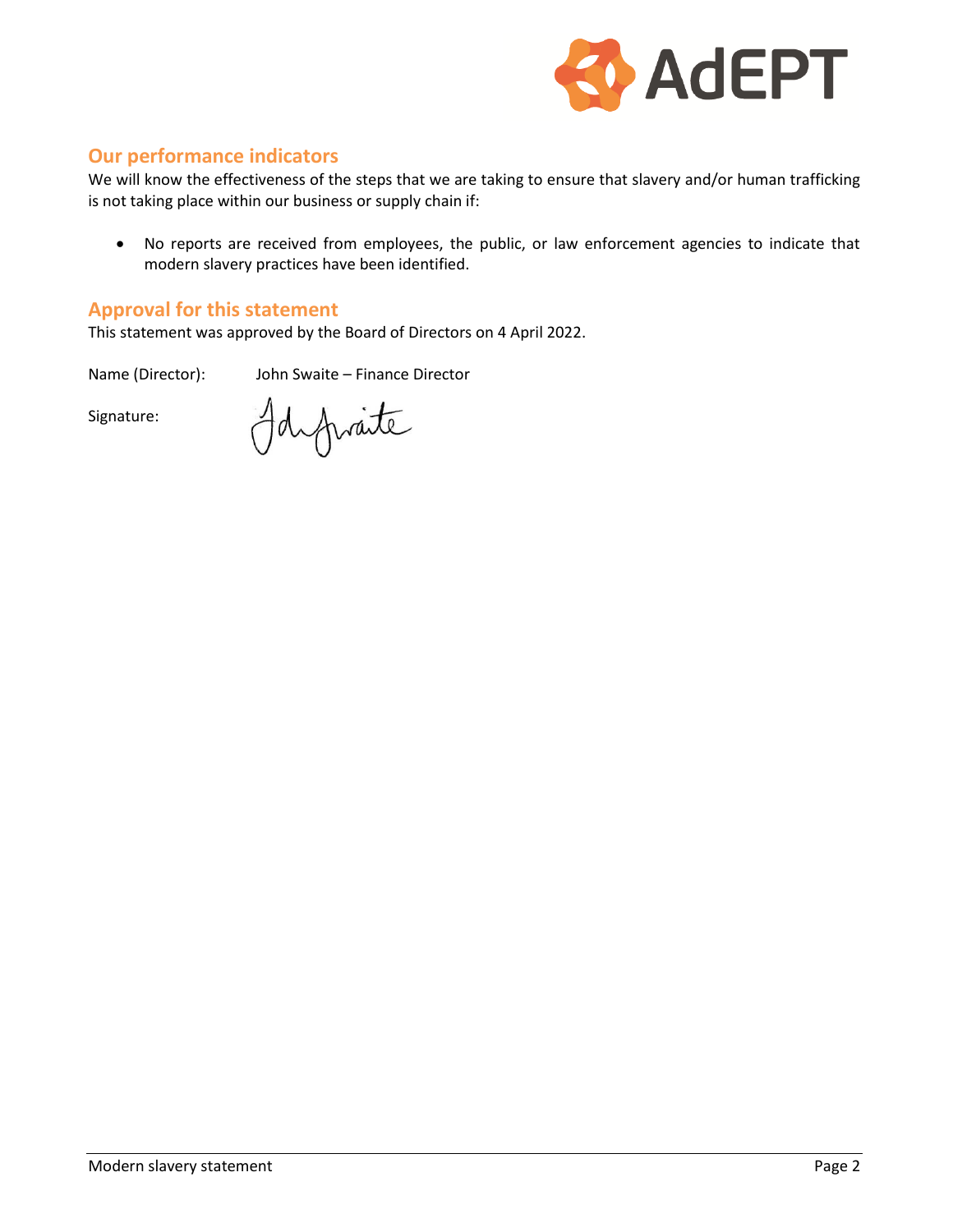## Our performance indicators

We will know the effectiveness of the steps that we are taking to ensure that slavery and/or human trafficking is not taking place within our business or supply chain if:

- No reports are received from employees, the public, or law enforcement agencies to indicate that modern slavery practices have been identified.

## Approval for this statement

This statement was approved by the Board of Directors on 4 April 2022.

Name (Director): John Swaite – Finance Director

Signature: